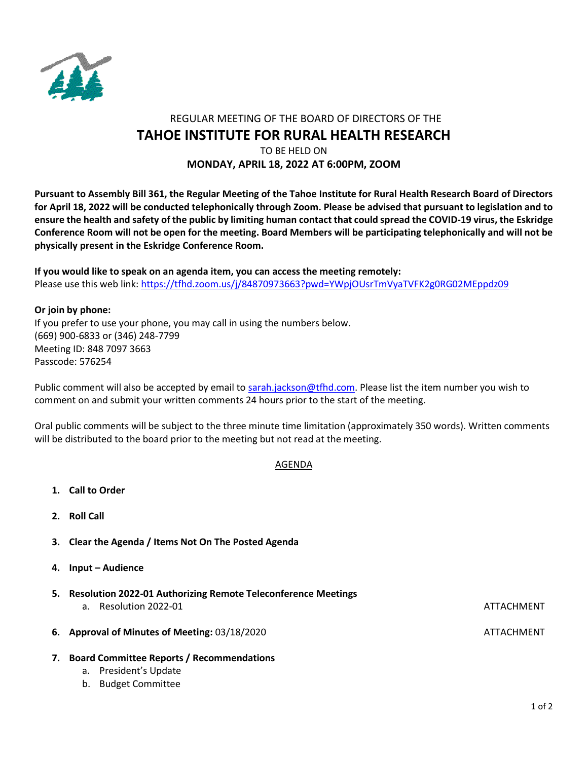REGULAR MEETING OF THE BOARD OF DIRECTORS OF THE

# TAHOE INSTITUTE FOR RURAL HEALTH RESEARCH

TO BE HELD ON

**MONDAY, APRIL 18, 2022 AT 6:00PM, ZOOM**

**Pursuant to Assembly Bill 361, the Regular Meeting of the Tahoe Institute for Rural Health Research Board of Directors for April 18, 2022 will be conducted telephonically through Zoom. Please be advised that pursuant to legislation and to ensure the health and safety of the public by limiting human contact that could spread the COVID-19 virus, the Eskridge Conference Room will not be open for the meeting. Board Members will be participating telephonically and will not be physically present in the Eskridge Conference Room.**

**If you would like to speak on an agenda item, you can access the meeting remotely:**
Please use this web link: https://tfhd.zoom.us/j/84870973663?pwd=YWpjOUsrTmVyaTVFK2g0RG02MEppdz09

**Or join by phone:**
If you prefer to use your phone, you may call in using the numbers below.
(669) 900-6833 or (346) 248-7799
Meeting ID: 848 7097 3663
Passcode: 576254

Public comment will also be accepted by email to sarah.jackson@tfhd.com. Please list the item number you wish to comment on and submit your written comments 24 hours prior to the start of the meeting.

Oral public comments will be subject to the three minute time limitation (approximately 350 words). Written comments will be distributed to the board prior to the meeting but not read at the meeting.

## AGENDA

1. **Call to Order**
2. **Roll Call**
3. **Clear the Agenda / Items Not On The Posted Agenda**
4. **Input – Audience**
5. **Resolution 2022-01 Authorizing Remote Teleconference Meetings**
   a. Resolution 2022-01 — ATTACHMENT
6. **Approval of Minutes of Meeting:** 03/18/2020 — ATTACHMENT
7. **Board Committee Reports / Recommendations**
   a. President's Update
   b. Budget Committee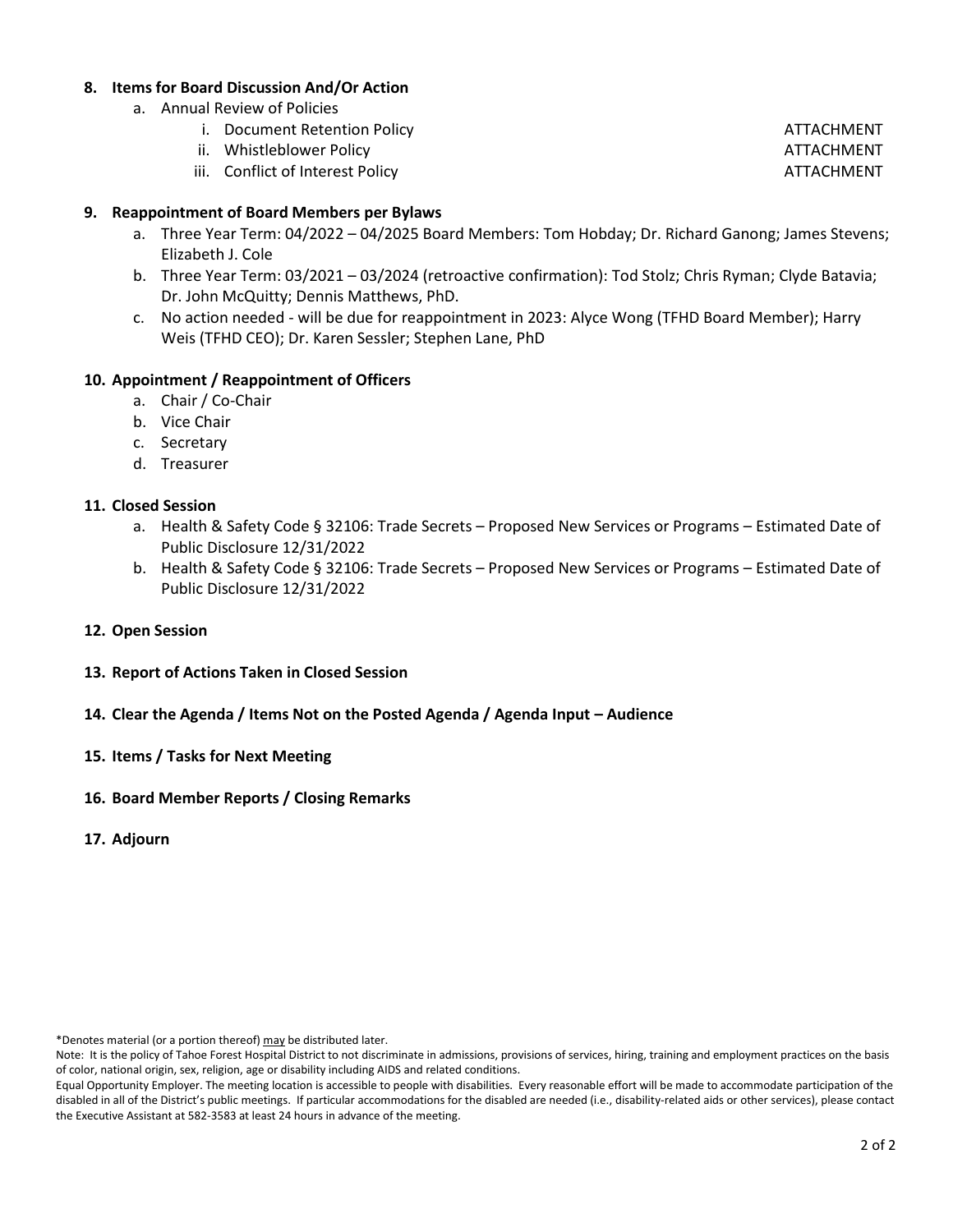**8. Items for Board Discussion And/Or Action**

a. Annual Review of Policies

i. Document Retention Policy ATTACHMENT

ii. Whistleblower Policy ATTACHMENT

iii. Conflict of Interest Policy ATTACHMENT

**9. Reappointment of Board Members per Bylaws**

a. Three Year Term: 04/2022 – 04/2025 Board Members: Tom Hobday; Dr. Richard Ganong; James Stevens; Elizabeth J. Cole

b. Three Year Term: 03/2021 – 03/2024 (retroactive confirmation): Tod Stolz; Chris Ryman; Clyde Batavia; Dr. John McQuitty; Dennis Matthews, PhD.

c. No action needed - will be due for reappointment in 2023: Alyce Wong (TFHD Board Member); Harry Weis (TFHD CEO); Dr. Karen Sessler; Stephen Lane, PhD

**10. Appointment / Reappointment of Officers**

a. Chair / Co-Chair

b. Vice Chair

c. Secretary

d. Treasurer

**11. Closed Session**

a. Health & Safety Code § 32106: Trade Secrets – Proposed New Services or Programs – Estimated Date of Public Disclosure 12/31/2022

b. Health & Safety Code § 32106: Trade Secrets – Proposed New Services or Programs – Estimated Date of Public Disclosure 12/31/2022

**12. Open Session**

**13. Report of Actions Taken in Closed Session**

**14. Clear the Agenda / Items Not on the Posted Agenda / Agenda Input – Audience**

**15. Items / Tasks for Next Meeting**

**16. Board Member Reports / Closing Remarks**

**17. Adjourn**

*Denotes material (or a portion thereof) may be distributed later.

Note: It is the policy of Tahoe Forest Hospital District to not discriminate in admissions, provisions of services, hiring, training and employment practices on the basis of color, national origin, sex, religion, age or disability including AIDS and related conditions.

Equal Opportunity Employer. The meeting location is accessible to people with disabilities. Every reasonable effort will be made to accommodate participation of the disabled in all of the District's public meetings. If particular accommodations for the disabled are needed (i.e., disability-related aids or other services), please contact the Executive Assistant at 582-3583 at least 24 hours in advance of the meeting.